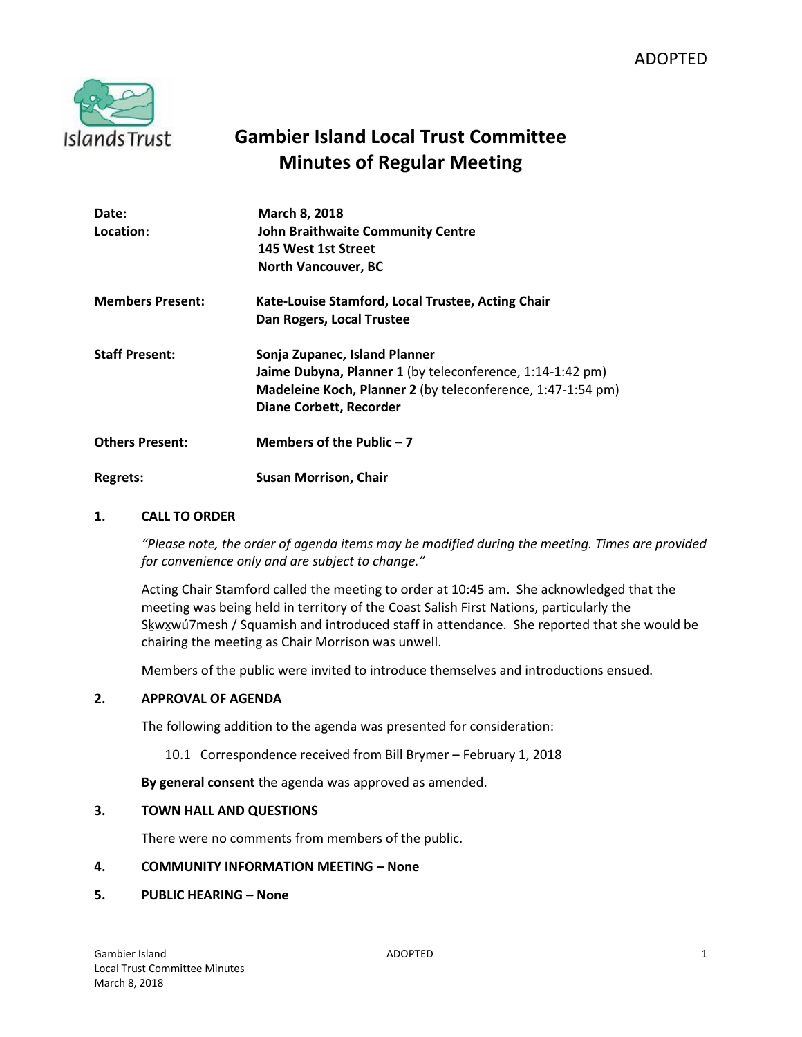ADOPTED

# Gambier Island Local Trust Committee
## Minutes of Regular Meeting

| | |
|---|---|
| **Date:** | **March 8, 2018** |
| **Location:** | **John Braithwaite Community Centre**<br>**145 West 1st Street**<br>**North Vancouver, BC** |
| **Members Present:** | **Kate-Louise Stamford, Local Trustee, Acting Chair**<br>**Dan Rogers, Local Trustee** |
| **Staff Present:** | **Sonja Zupanec, Island Planner**<br>**Jaime Dubyna, Planner 1** (by teleconference, 1:14-1:42 pm)<br>**Madeleine Koch, Planner 2** (by teleconference, 1:47-1:54 pm)<br>**Diane Corbett, Recorder** |
| **Others Present:** | **Members of the Public – 7** |
| **Regrets:** | **Susan Morrison, Chair** |

### 1. CALL TO ORDER

*"Please note, the order of agenda items may be modified during the meeting. Times are provided for convenience only and are subject to change."*

Acting Chair Stamford called the meeting to order at 10:45 am. She acknowledged that the meeting was being held in territory of the Coast Salish First Nations, particularly the Sḵwx̱wú7mesh / Squamish and introduced staff in attendance. She reported that she would be chairing the meeting as Chair Morrison was unwell.

Members of the public were invited to introduce themselves and introductions ensued.

### 2. APPROVAL OF AGENDA

The following addition to the agenda was presented for consideration:

10.1 Correspondence received from Bill Brymer – February 1, 2018

**By general consent** the agenda was approved as amended.

### 3. TOWN HALL AND QUESTIONS

There were no comments from members of the public.

### 4. COMMUNITY INFORMATION MEETING – None

### 5. PUBLIC HEARING – None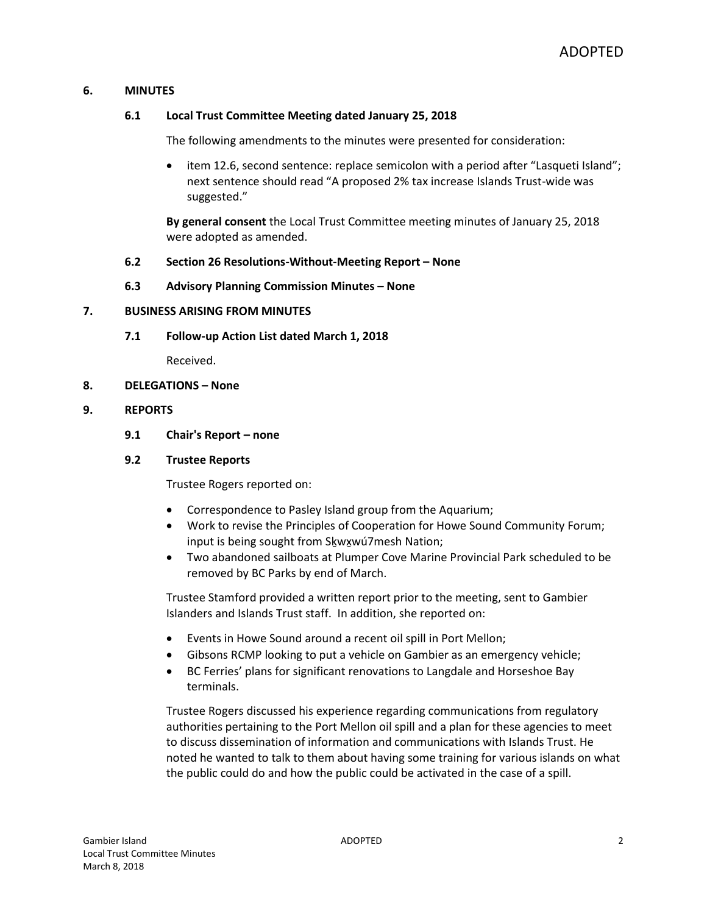## 6. MINUTES

### 6.1 Local Trust Committee Meeting dated January 25, 2018

The following amendments to the minutes were presented for consideration:

- item 12.6, second sentence: replace semicolon with a period after "Lasqueti Island"; next sentence should read "A proposed 2% tax increase Islands Trust-wide was suggested."

**By general consent** the Local Trust Committee meeting minutes of January 25, 2018 were adopted as amended.

### 6.2 Section 26 Resolutions-Without-Meeting Report – None

### 6.3 Advisory Planning Commission Minutes – None

## 7. BUSINESS ARISING FROM MINUTES

### 7.1 Follow-up Action List dated March 1, 2018

Received.

## 8. DELEGATIONS – None

## 9. REPORTS

### 9.1 Chair's Report – none

### 9.2 Trustee Reports

Trustee Rogers reported on:

- Correspondence to Pasley Island group from the Aquarium;
- Work to revise the Principles of Cooperation for Howe Sound Community Forum; input is being sought from Sḵwx̱wú7mesh Nation;
- Two abandoned sailboats at Plumper Cove Marine Provincial Park scheduled to be removed by BC Parks by end of March.

Trustee Stamford provided a written report prior to the meeting, sent to Gambier Islanders and Islands Trust staff. In addition, she reported on:

- Events in Howe Sound around a recent oil spill in Port Mellon;
- Gibsons RCMP looking to put a vehicle on Gambier as an emergency vehicle;
- BC Ferries' plans for significant renovations to Langdale and Horseshoe Bay terminals.

Trustee Rogers discussed his experience regarding communications from regulatory authorities pertaining to the Port Mellon oil spill and a plan for these agencies to meet to discuss dissemination of information and communications with Islands Trust. He noted he wanted to talk to them about having some training for various islands on what the public could do and how the public could be activated in the case of a spill.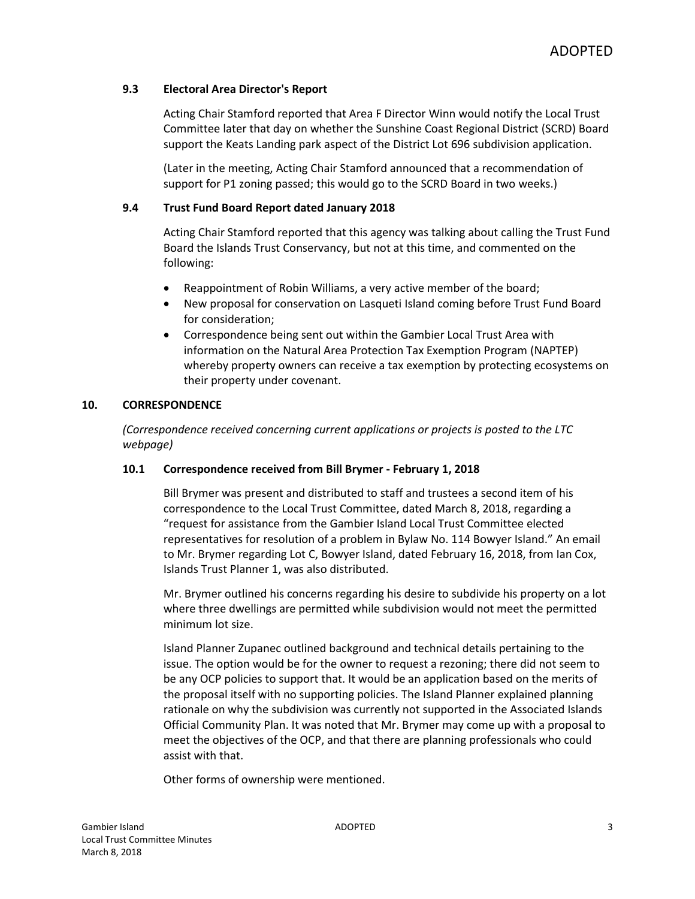### 9.3 Electoral Area Director's Report

Acting Chair Stamford reported that Area F Director Winn would notify the Local Trust Committee later that day on whether the Sunshine Coast Regional District (SCRD) Board support the Keats Landing park aspect of the District Lot 696 subdivision application.

(Later in the meeting, Acting Chair Stamford announced that a recommendation of support for P1 zoning passed; this would go to the SCRD Board in two weeks.)

### 9.4 Trust Fund Board Report dated January 2018

Acting Chair Stamford reported that this agency was talking about calling the Trust Fund Board the Islands Trust Conservancy, but not at this time, and commented on the following:

- Reappointment of Robin Williams, a very active member of the board;
- New proposal for conservation on Lasqueti Island coming before Trust Fund Board for consideration;
- Correspondence being sent out within the Gambier Local Trust Area with information on the Natural Area Protection Tax Exemption Program (NAPTEP) whereby property owners can receive a tax exemption by protecting ecosystems on their property under covenant.

## 10. CORRESPONDENCE

*(Correspondence received concerning current applications or projects is posted to the LTC webpage)*

### 10.1 Correspondence received from Bill Brymer - February 1, 2018

Bill Brymer was present and distributed to staff and trustees a second item of his correspondence to the Local Trust Committee, dated March 8, 2018, regarding a "request for assistance from the Gambier Island Local Trust Committee elected representatives for resolution of a problem in Bylaw No. 114 Bowyer Island." An email to Mr. Brymer regarding Lot C, Bowyer Island, dated February 16, 2018, from Ian Cox, Islands Trust Planner 1, was also distributed.

Mr. Brymer outlined his concerns regarding his desire to subdivide his property on a lot where three dwellings are permitted while subdivision would not meet the permitted minimum lot size.

Island Planner Zupanec outlined background and technical details pertaining to the issue. The option would be for the owner to request a rezoning; there did not seem to be any OCP policies to support that. It would be an application based on the merits of the proposal itself with no supporting policies. The Island Planner explained planning rationale on why the subdivision was currently not supported in the Associated Islands Official Community Plan. It was noted that Mr. Brymer may come up with a proposal to meet the objectives of the OCP, and that there are planning professionals who could assist with that.

Other forms of ownership were mentioned.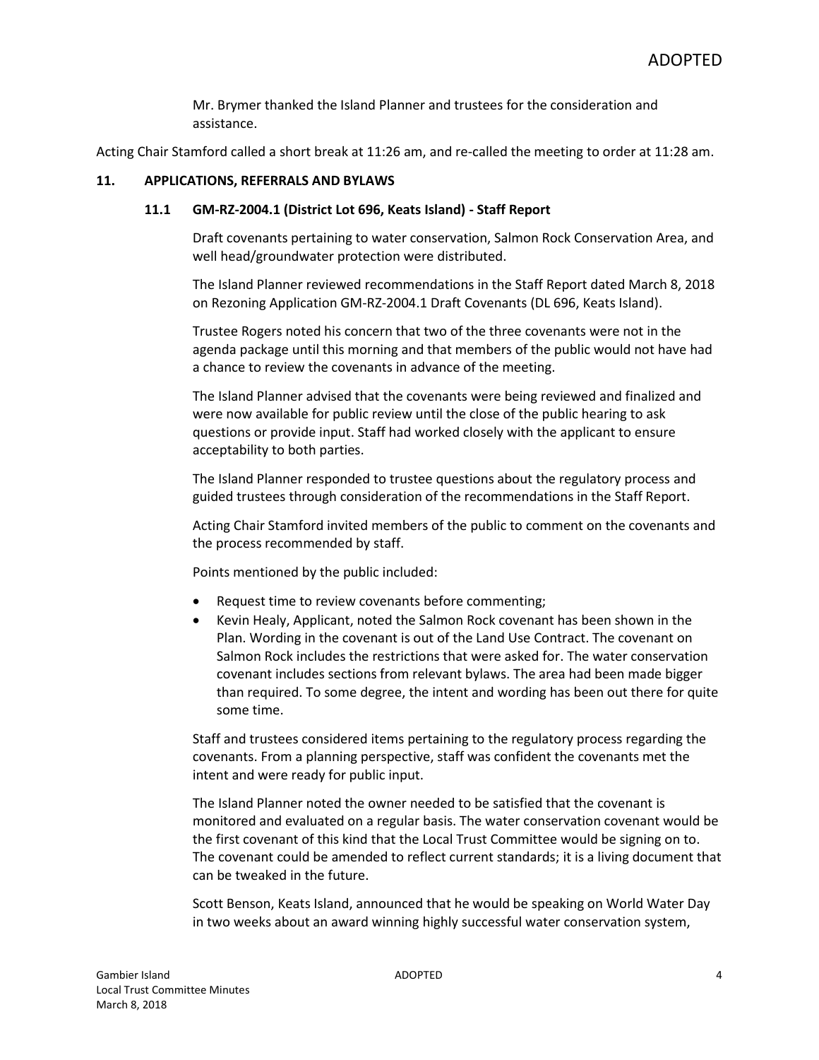Mr. Brymer thanked the Island Planner and trustees for the consideration and assistance.

Acting Chair Stamford called a short break at 11:26 am, and re-called the meeting to order at 11:28 am.

## 11. APPLICATIONS, REFERRALS AND BYLAWS

### 11.1 GM-RZ-2004.1 (District Lot 696, Keats Island) - Staff Report

Draft covenants pertaining to water conservation, Salmon Rock Conservation Area, and well head/groundwater protection were distributed.

The Island Planner reviewed recommendations in the Staff Report dated March 8, 2018 on Rezoning Application GM-RZ-2004.1 Draft Covenants (DL 696, Keats Island).

Trustee Rogers noted his concern that two of the three covenants were not in the agenda package until this morning and that members of the public would not have had a chance to review the covenants in advance of the meeting.

The Island Planner advised that the covenants were being reviewed and finalized and were now available for public review until the close of the public hearing to ask questions or provide input. Staff had worked closely with the applicant to ensure acceptability to both parties.

The Island Planner responded to trustee questions about the regulatory process and guided trustees through consideration of the recommendations in the Staff Report.

Acting Chair Stamford invited members of the public to comment on the covenants and the process recommended by staff.

Points mentioned by the public included:

- Request time to review covenants before commenting;
- Kevin Healy, Applicant, noted the Salmon Rock covenant has been shown in the Plan. Wording in the covenant is out of the Land Use Contract. The covenant on Salmon Rock includes the restrictions that were asked for. The water conservation covenant includes sections from relevant bylaws. The area had been made bigger than required. To some degree, the intent and wording has been out there for quite some time.

Staff and trustees considered items pertaining to the regulatory process regarding the covenants. From a planning perspective, staff was confident the covenants met the intent and were ready for public input.

The Island Planner noted the owner needed to be satisfied that the covenant is monitored and evaluated on a regular basis. The water conservation covenant would be the first covenant of this kind that the Local Trust Committee would be signing on to. The covenant could be amended to reflect current standards; it is a living document that can be tweaked in the future.

Scott Benson, Keats Island, announced that he would be speaking on World Water Day in two weeks about an award winning highly successful water conservation system,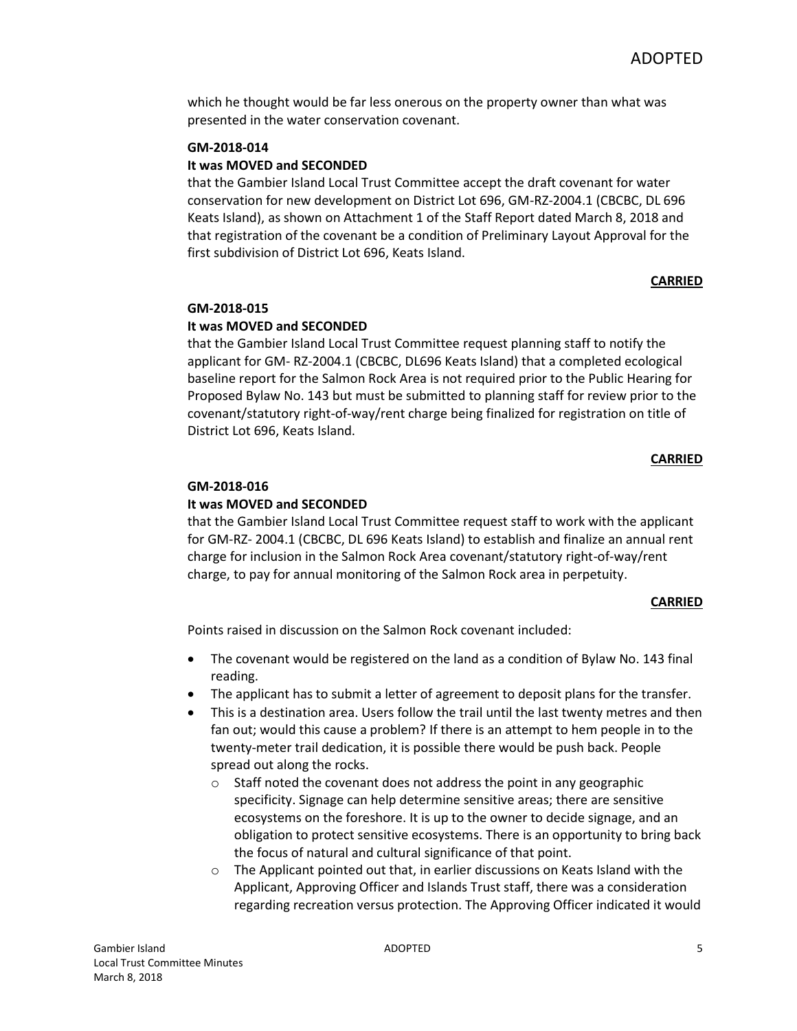which he thought would be far less onerous on the property owner than what was presented in the water conservation covenant.

**GM-2018-014**

**It was MOVED and SECONDED**

that the Gambier Island Local Trust Committee accept the draft covenant for water conservation for new development on District Lot 696, GM-RZ-2004.1 (CBCBC, DL 696 Keats Island), as shown on Attachment 1 of the Staff Report dated March 8, 2018 and that registration of the covenant be a condition of Preliminary Layout Approval for the first subdivision of District Lot 696, Keats Island.

**CARRIED**

**GM-2018-015**

**It was MOVED and SECONDED**

that the Gambier Island Local Trust Committee request planning staff to notify the applicant for GM- RZ-2004.1 (CBCBC, DL696 Keats Island) that a completed ecological baseline report for the Salmon Rock Area is not required prior to the Public Hearing for Proposed Bylaw No. 143 but must be submitted to planning staff for review prior to the covenant/statutory right-of-way/rent charge being finalized for registration on title of District Lot 696, Keats Island.

**CARRIED**

**GM-2018-016**

**It was MOVED and SECONDED**

that the Gambier Island Local Trust Committee request staff to work with the applicant for GM-RZ- 2004.1 (CBCBC, DL 696 Keats Island) to establish and finalize an annual rent charge for inclusion in the Salmon Rock Area covenant/statutory right-of-way/rent charge, to pay for annual monitoring of the Salmon Rock area in perpetuity.

**CARRIED**

Points raised in discussion on the Salmon Rock covenant included:

- The covenant would be registered on the land as a condition of Bylaw No. 143 final reading.
- The applicant has to submit a letter of agreement to deposit plans for the transfer.
- This is a destination area. Users follow the trail until the last twenty metres and then fan out; would this cause a problem? If there is an attempt to hem people in to the twenty-meter trail dedication, it is possible there would be push back. People spread out along the rocks.
  - Staff noted the covenant does not address the point in any geographic specificity. Signage can help determine sensitive areas; there are sensitive ecosystems on the foreshore. It is up to the owner to decide signage, and an obligation to protect sensitive ecosystems. There is an opportunity to bring back the focus of natural and cultural significance of that point.
  - The Applicant pointed out that, in earlier discussions on Keats Island with the Applicant, Approving Officer and Islands Trust staff, there was a consideration regarding recreation versus protection. The Approving Officer indicated it would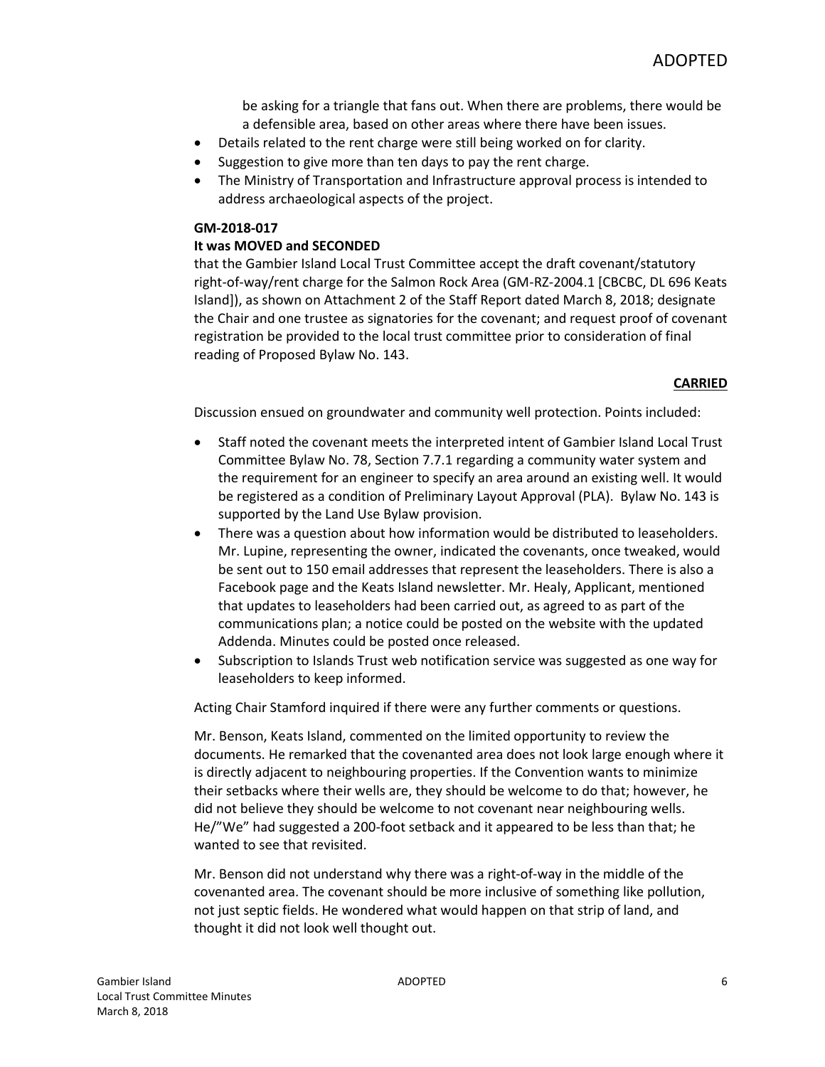be asking for a triangle that fans out. When there are problems, there would be a defensible area, based on other areas where there have been issues.

- Details related to the rent charge were still being worked on for clarity.
- Suggestion to give more than ten days to pay the rent charge.
- The Ministry of Transportation and Infrastructure approval process is intended to address archaeological aspects of the project.

**GM-2018-017**

**It was MOVED and SECONDED**

that the Gambier Island Local Trust Committee accept the draft covenant/statutory right-of-way/rent charge for the Salmon Rock Area (GM-RZ-2004.1 [CBCBC, DL 696 Keats Island]), as shown on Attachment 2 of the Staff Report dated March 8, 2018; designate the Chair and one trustee as signatories for the covenant; and request proof of covenant registration be provided to the local trust committee prior to consideration of final reading of Proposed Bylaw No. 143.

**CARRIED**

Discussion ensued on groundwater and community well protection. Points included:

- Staff noted the covenant meets the interpreted intent of Gambier Island Local Trust Committee Bylaw No. 78, Section 7.7.1 regarding a community water system and the requirement for an engineer to specify an area around an existing well. It would be registered as a condition of Preliminary Layout Approval (PLA). Bylaw No. 143 is supported by the Land Use Bylaw provision.
- There was a question about how information would be distributed to leaseholders. Mr. Lupine, representing the owner, indicated the covenants, once tweaked, would be sent out to 150 email addresses that represent the leaseholders. There is also a Facebook page and the Keats Island newsletter. Mr. Healy, Applicant, mentioned that updates to leaseholders had been carried out, as agreed to as part of the communications plan; a notice could be posted on the website with the updated Addenda. Minutes could be posted once released.
- Subscription to Islands Trust web notification service was suggested as one way for leaseholders to keep informed.

Acting Chair Stamford inquired if there were any further comments or questions.

Mr. Benson, Keats Island, commented on the limited opportunity to review the documents. He remarked that the covenanted area does not look large enough where it is directly adjacent to neighbouring properties. If the Convention wants to minimize their setbacks where their wells are, they should be welcome to do that; however, he did not believe they should be welcome to not covenant near neighbouring wells. He/"We" had suggested a 200-foot setback and it appeared to be less than that; he wanted to see that revisited.

Mr. Benson did not understand why there was a right-of-way in the middle of the covenanted area. The covenant should be more inclusive of something like pollution, not just septic fields. He wondered what would happen on that strip of land, and thought it did not look well thought out.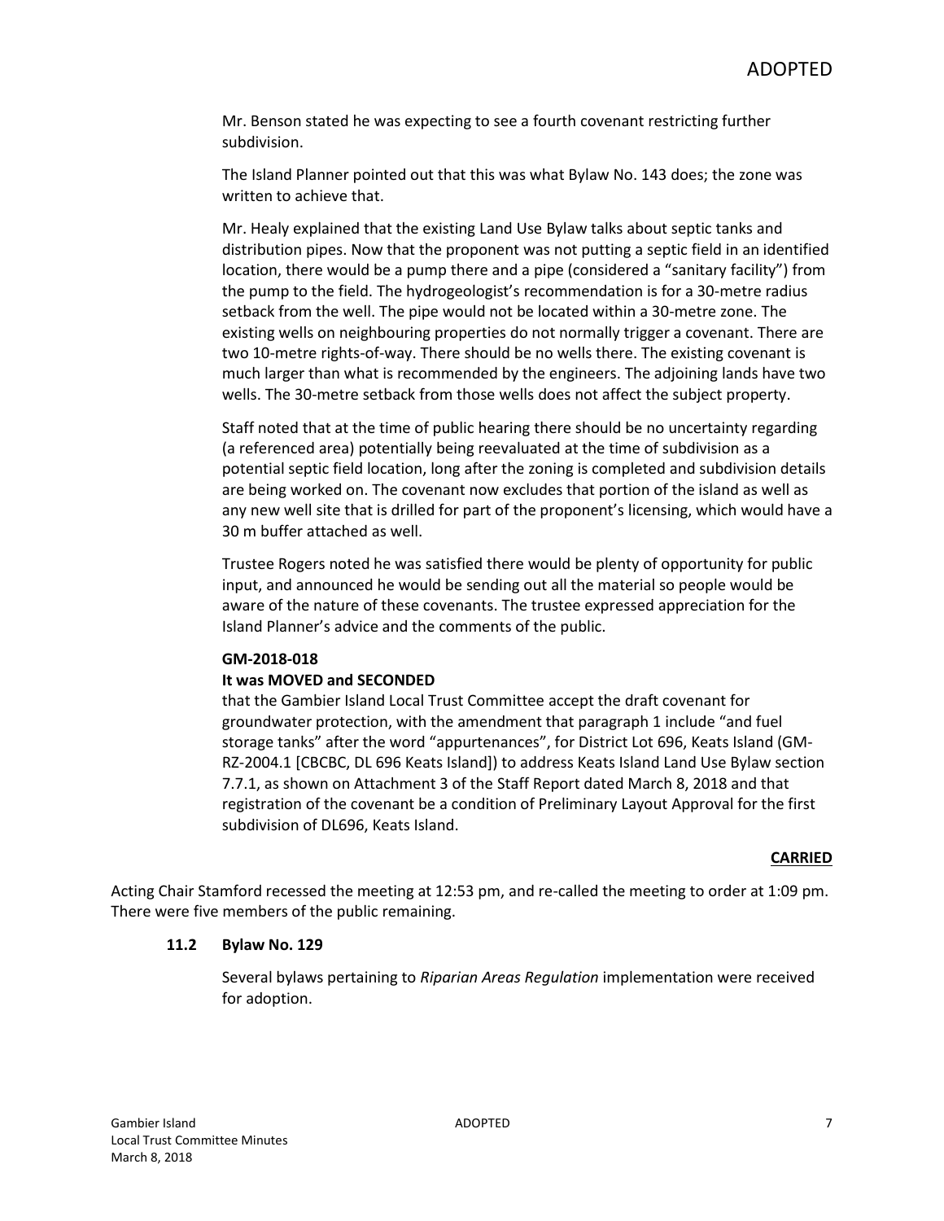Mr. Benson stated he was expecting to see a fourth covenant restricting further subdivision.

The Island Planner pointed out that this was what Bylaw No. 143 does; the zone was written to achieve that.

Mr. Healy explained that the existing Land Use Bylaw talks about septic tanks and distribution pipes. Now that the proponent was not putting a septic field in an identified location, there would be a pump there and a pipe (considered a "sanitary facility") from the pump to the field. The hydrogeologist's recommendation is for a 30-metre radius setback from the well. The pipe would not be located within a 30-metre zone. The existing wells on neighbouring properties do not normally trigger a covenant. There are two 10-metre rights-of-way. There should be no wells there. The existing covenant is much larger than what is recommended by the engineers. The adjoining lands have two wells. The 30-metre setback from those wells does not affect the subject property.

Staff noted that at the time of public hearing there should be no uncertainty regarding (a referenced area) potentially being reevaluated at the time of subdivision as a potential septic field location, long after the zoning is completed and subdivision details are being worked on. The covenant now excludes that portion of the island as well as any new well site that is drilled for part of the proponent's licensing, which would have a 30 m buffer attached as well.

Trustee Rogers noted he was satisfied there would be plenty of opportunity for public input, and announced he would be sending out all the material so people would be aware of the nature of these covenants. The trustee expressed appreciation for the Island Planner's advice and the comments of the public.

**GM-2018-018**
**It was MOVED and SECONDED**
that the Gambier Island Local Trust Committee accept the draft covenant for groundwater protection, with the amendment that paragraph 1 include "and fuel storage tanks" after the word "appurtenances", for District Lot 696, Keats Island (GM-RZ-2004.1 [CBCBC, DL 696 Keats Island]) to address Keats Island Land Use Bylaw section 7.7.1, as shown on Attachment 3 of the Staff Report dated March 8, 2018 and that registration of the covenant be a condition of Preliminary Layout Approval for the first subdivision of DL696, Keats Island.

**CARRIED**

Acting Chair Stamford recessed the meeting at 12:53 pm, and re-called the meeting to order at 1:09 pm. There were five members of the public remaining.

### 11.2 Bylaw No. 129

Several bylaws pertaining to *Riparian Areas Regulation* implementation were received for adoption.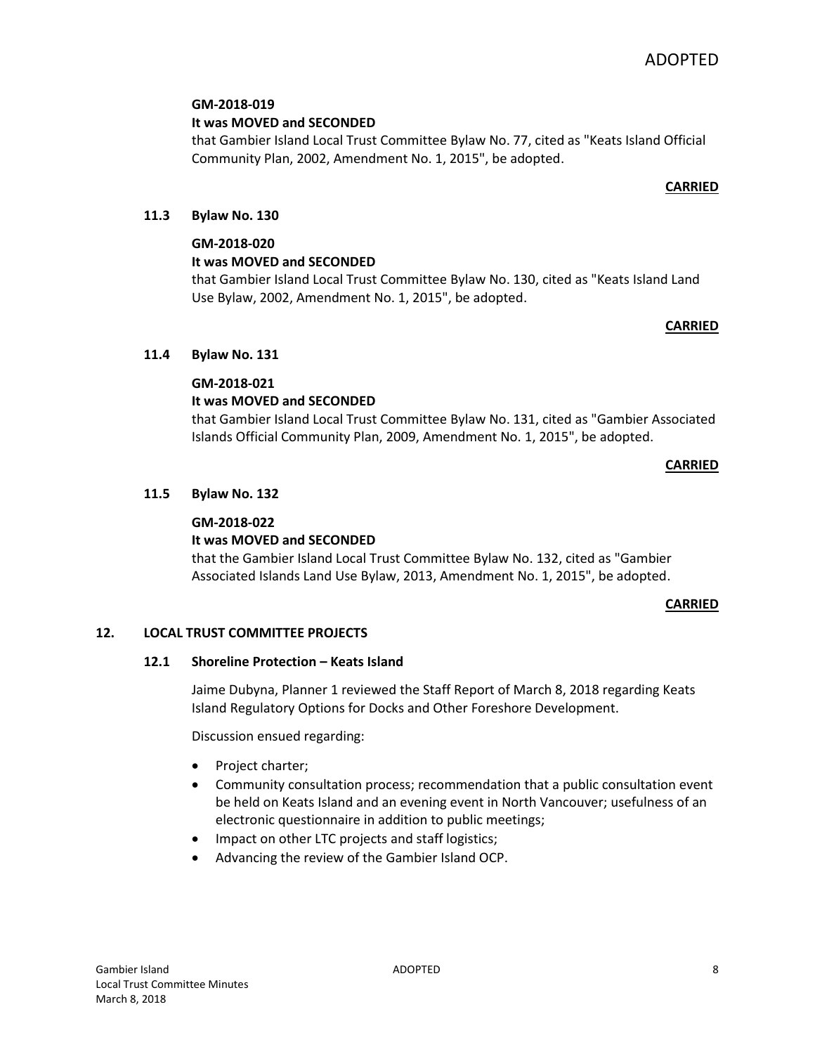**GM-2018-019**
**It was MOVED and SECONDED**
that Gambier Island Local Trust Committee Bylaw No. 77, cited as "Keats Island Official Community Plan, 2002, Amendment No. 1, 2015", be adopted.

**CARRIED**

### 11.3 Bylaw No. 130

**GM-2018-020**
**It was MOVED and SECONDED**
that Gambier Island Local Trust Committee Bylaw No. 130, cited as "Keats Island Land Use Bylaw, 2002, Amendment No. 1, 2015", be adopted.

**CARRIED**

### 11.4 Bylaw No. 131

**GM-2018-021**
**It was MOVED and SECONDED**
that Gambier Island Local Trust Committee Bylaw No. 131, cited as "Gambier Associated Islands Official Community Plan, 2009, Amendment No. 1, 2015", be adopted.

**CARRIED**

### 11.5 Bylaw No. 132

**GM-2018-022**
**It was MOVED and SECONDED**
that the Gambier Island Local Trust Committee Bylaw No. 132, cited as "Gambier Associated Islands Land Use Bylaw, 2013, Amendment No. 1, 2015", be adopted.

**CARRIED**

## 12. LOCAL TRUST COMMITTEE PROJECTS

### 12.1 Shoreline Protection – Keats Island

Jaime Dubyna, Planner 1 reviewed the Staff Report of March 8, 2018 regarding Keats Island Regulatory Options for Docks and Other Foreshore Development.

Discussion ensued regarding:

- Project charter;
- Community consultation process; recommendation that a public consultation event be held on Keats Island and an evening event in North Vancouver; usefulness of an electronic questionnaire in addition to public meetings;
- Impact on other LTC projects and staff logistics;
- Advancing the review of the Gambier Island OCP.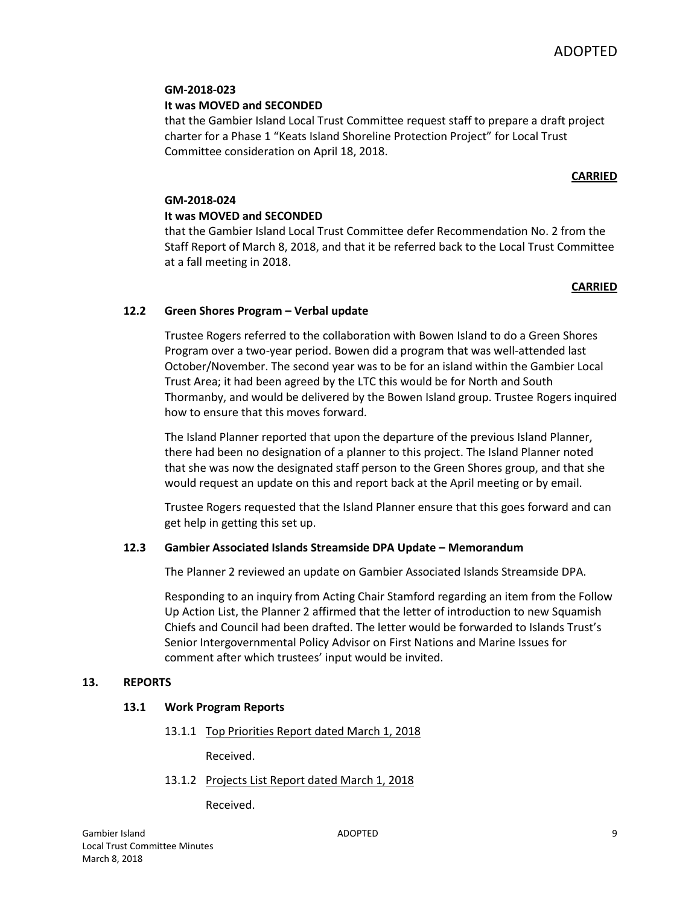**GM-2018-023**
**It was MOVED and SECONDED**
that the Gambier Island Local Trust Committee request staff to prepare a draft project charter for a Phase 1 "Keats Island Shoreline Protection Project" for Local Trust Committee consideration on April 18, 2018.

**CARRIED**

**GM-2018-024**
**It was MOVED and SECONDED**
that the Gambier Island Local Trust Committee defer Recommendation No. 2 from the Staff Report of March 8, 2018, and that it be referred back to the Local Trust Committee at a fall meeting in 2018.

**CARRIED**

### 12.2 Green Shores Program – Verbal update

Trustee Rogers referred to the collaboration with Bowen Island to do a Green Shores Program over a two-year period. Bowen did a program that was well-attended last October/November. The second year was to be for an island within the Gambier Local Trust Area; it had been agreed by the LTC this would be for North and South Thormanby, and would be delivered by the Bowen Island group. Trustee Rogers inquired how to ensure that this moves forward.

The Island Planner reported that upon the departure of the previous Island Planner, there had been no designation of a planner to this project. The Island Planner noted that she was now the designated staff person to the Green Shores group, and that she would request an update on this and report back at the April meeting or by email.

Trustee Rogers requested that the Island Planner ensure that this goes forward and can get help in getting this set up.

### 12.3 Gambier Associated Islands Streamside DPA Update – Memorandum

The Planner 2 reviewed an update on Gambier Associated Islands Streamside DPA.

Responding to an inquiry from Acting Chair Stamford regarding an item from the Follow Up Action List, the Planner 2 affirmed that the letter of introduction to new Squamish Chiefs and Council had been drafted. The letter would be forwarded to Islands Trust's Senior Intergovernmental Policy Advisor on First Nations and Marine Issues for comment after which trustees' input would be invited.

## 13. REPORTS

### 13.1 Work Program Reports

13.1.1 Top Priorities Report dated March 1, 2018

Received.

13.1.2 Projects List Report dated March 1, 2018

Received.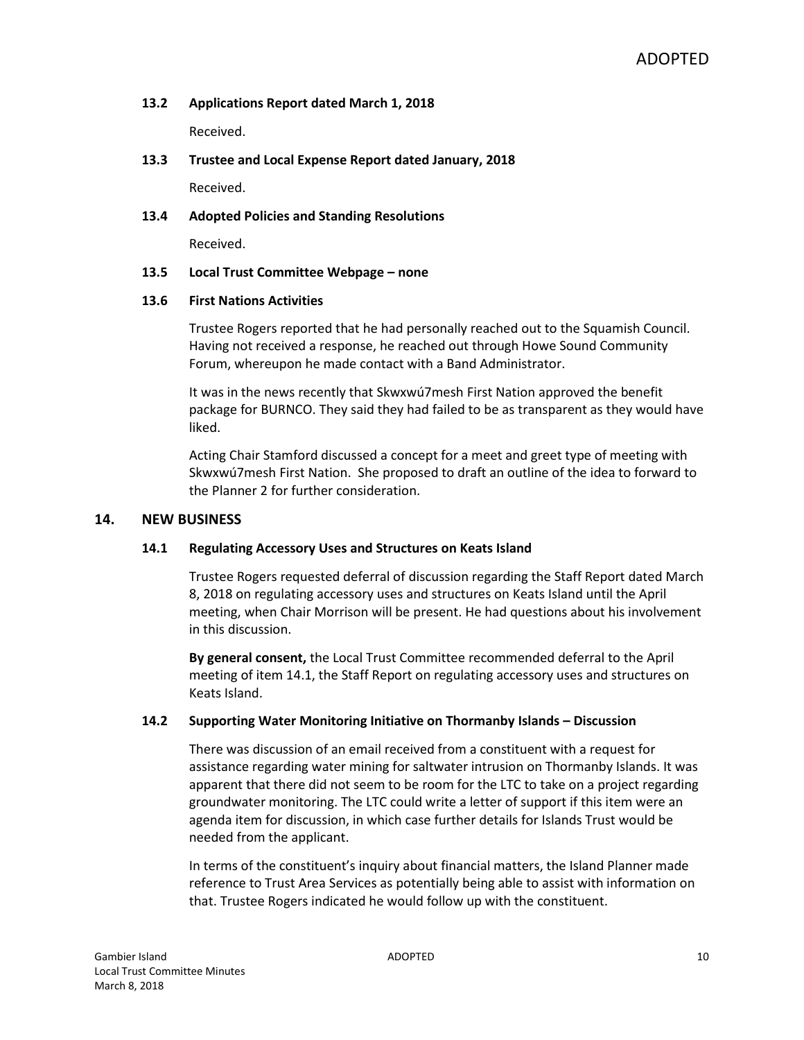### 13.2 Applications Report dated March 1, 2018

Received.

### 13.3 Trustee and Local Expense Report dated January, 2018

Received.

### 13.4 Adopted Policies and Standing Resolutions

Received.

### 13.5 Local Trust Committee Webpage – none

### 13.6 First Nations Activities

Trustee Rogers reported that he had personally reached out to the Squamish Council. Having not received a response, he reached out through Howe Sound Community Forum, whereupon he made contact with a Band Administrator.

It was in the news recently that Skwxwú7mesh First Nation approved the benefit package for BURNCO. They said they had failed to be as transparent as they would have liked.

Acting Chair Stamford discussed a concept for a meet and greet type of meeting with Skwxwú7mesh First Nation. She proposed to draft an outline of the idea to forward to the Planner 2 for further consideration.

## 14. NEW BUSINESS

### 14.1 Regulating Accessory Uses and Structures on Keats Island

Trustee Rogers requested deferral of discussion regarding the Staff Report dated March 8, 2018 on regulating accessory uses and structures on Keats Island until the April meeting, when Chair Morrison will be present. He had questions about his involvement in this discussion.

**By general consent,** the Local Trust Committee recommended deferral to the April meeting of item 14.1, the Staff Report on regulating accessory uses and structures on Keats Island.

### 14.2 Supporting Water Monitoring Initiative on Thormanby Islands – Discussion

There was discussion of an email received from a constituent with a request for assistance regarding water mining for saltwater intrusion on Thormanby Islands. It was apparent that there did not seem to be room for the LTC to take on a project regarding groundwater monitoring. The LTC could write a letter of support if this item were an agenda item for discussion, in which case further details for Islands Trust would be needed from the applicant.

In terms of the constituent's inquiry about financial matters, the Island Planner made reference to Trust Area Services as potentially being able to assist with information on that. Trustee Rogers indicated he would follow up with the constituent.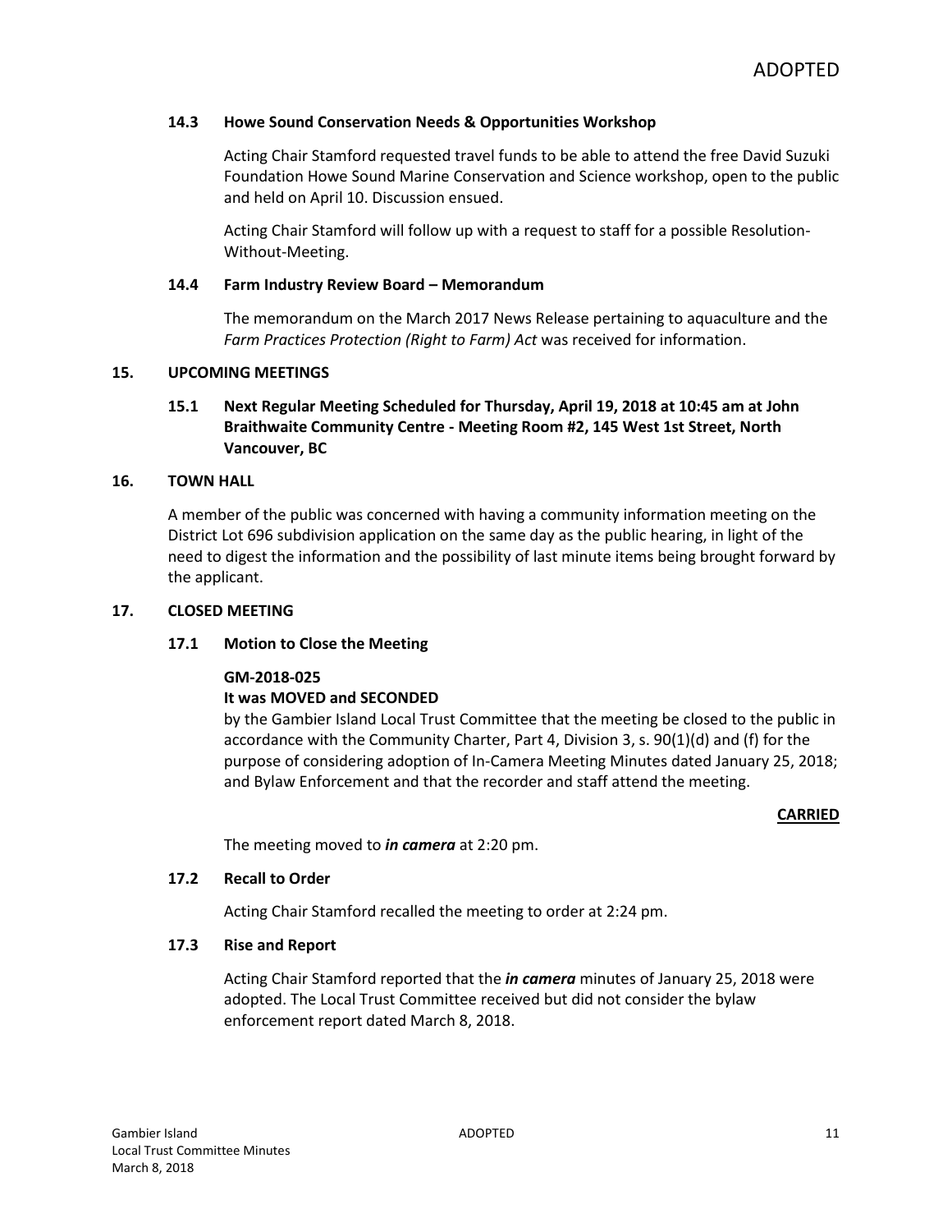### 14.3 Howe Sound Conservation Needs & Opportunities Workshop

Acting Chair Stamford requested travel funds to be able to attend the free David Suzuki Foundation Howe Sound Marine Conservation and Science workshop, open to the public and held on April 10. Discussion ensued.

Acting Chair Stamford will follow up with a request to staff for a possible Resolution-Without-Meeting.

### 14.4 Farm Industry Review Board – Memorandum

The memorandum on the March 2017 News Release pertaining to aquaculture and the *Farm Practices Protection (Right to Farm) Act* was received for information.

## 15. UPCOMING MEETINGS

### 15.1 Next Regular Meeting Scheduled for Thursday, April 19, 2018 at 10:45 am at John Braithwaite Community Centre - Meeting Room #2, 145 West 1st Street, North Vancouver, BC

## 16. TOWN HALL

A member of the public was concerned with having a community information meeting on the District Lot 696 subdivision application on the same day as the public hearing, in light of the need to digest the information and the possibility of last minute items being brought forward by the applicant.

## 17. CLOSED MEETING

### 17.1 Motion to Close the Meeting

**GM-2018-025**
**It was MOVED and SECONDED**
by the Gambier Island Local Trust Committee that the meeting be closed to the public in accordance with the Community Charter, Part 4, Division 3, s. 90(1)(d) and (f) for the purpose of considering adoption of In-Camera Meeting Minutes dated January 25, 2018; and Bylaw Enforcement and that the recorder and staff attend the meeting.

**CARRIED**

The meeting moved to ***in camera*** at 2:20 pm.

### 17.2 Recall to Order

Acting Chair Stamford recalled the meeting to order at 2:24 pm.

### 17.3 Rise and Report

Acting Chair Stamford reported that the ***in camera*** minutes of January 25, 2018 were adopted. The Local Trust Committee received but did not consider the bylaw enforcement report dated March 8, 2018.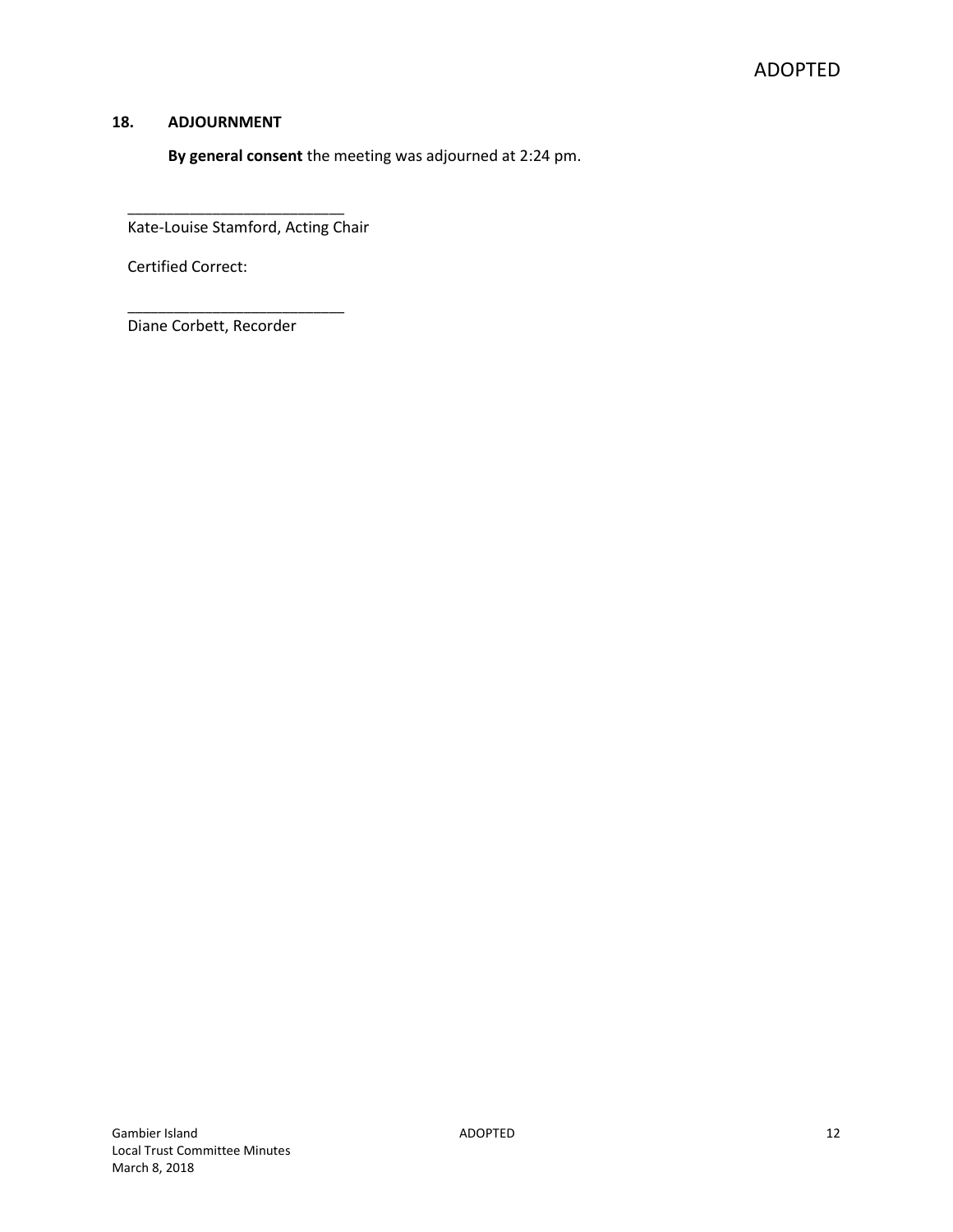## 18. ADJOURNMENT

**By general consent** the meeting was adjourned at 2:24 pm.

___________________________
Kate-Louise Stamford, Acting Chair

Certified Correct:

___________________________
Diane Corbett, Recorder